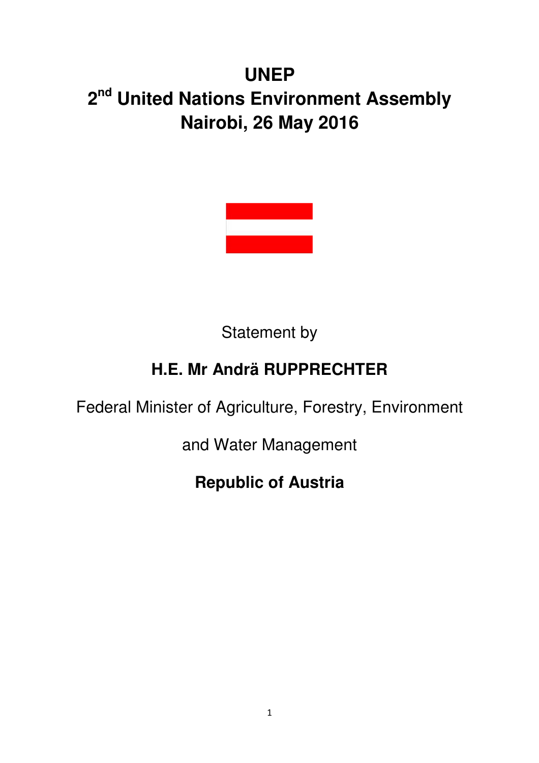# UNEP
# 2nd United Nations Environment Assembly
# Nairobi, 26 May 2016

Statement by

**H.E. Mr Andrä RUPPRECHTER**

Federal Minister of Agriculture, Forestry, Environment

and Water Management

**Republic of Austria**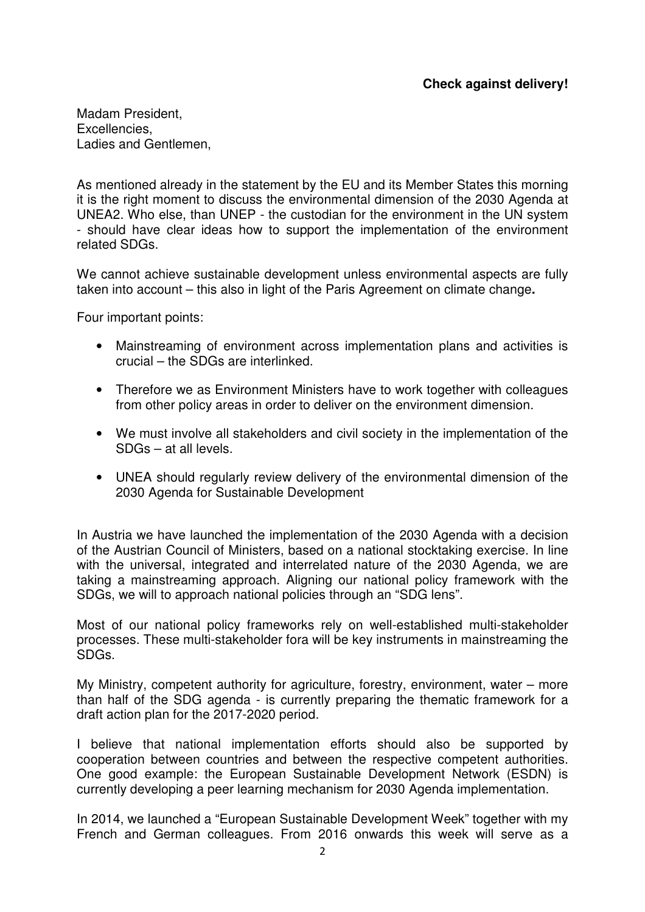**Check against delivery!**

Madam President,
Excellencies,
Ladies and Gentlemen,

As mentioned already in the statement by the EU and its Member States this morning it is the right moment to discuss the environmental dimension of the 2030 Agenda at UNEA2. Who else, than UNEP - the custodian for the environment in the UN system - should have clear ideas how to support the implementation of the environment related SDGs.

We cannot achieve sustainable development unless environmental aspects are fully taken into account – this also in light of the Paris Agreement on climate change**.**

Four important points:

- Mainstreaming of environment across implementation plans and activities is crucial – the SDGs are interlinked.
- Therefore we as Environment Ministers have to work together with colleagues from other policy areas in order to deliver on the environment dimension.
- We must involve all stakeholders and civil society in the implementation of the SDGs – at all levels.
- UNEA should regularly review delivery of the environmental dimension of the 2030 Agenda for Sustainable Development

In Austria we have launched the implementation of the 2030 Agenda with a decision of the Austrian Council of Ministers, based on a national stocktaking exercise. In line with the universal, integrated and interrelated nature of the 2030 Agenda, we are taking a mainstreaming approach. Aligning our national policy framework with the SDGs, we will to approach national policies through an "SDG lens".

Most of our national policy frameworks rely on well-established multi-stakeholder processes. These multi-stakeholder fora will be key instruments in mainstreaming the SDGs.

My Ministry, competent authority for agriculture, forestry, environment, water – more than half of the SDG agenda - is currently preparing the thematic framework for a draft action plan for the 2017-2020 period.

I believe that national implementation efforts should also be supported by cooperation between countries and between the respective competent authorities. One good example: the European Sustainable Development Network (ESDN) is currently developing a peer learning mechanism for 2030 Agenda implementation.

In 2014, we launched a "European Sustainable Development Week" together with my French and German colleagues. From 2016 onwards this week will serve as a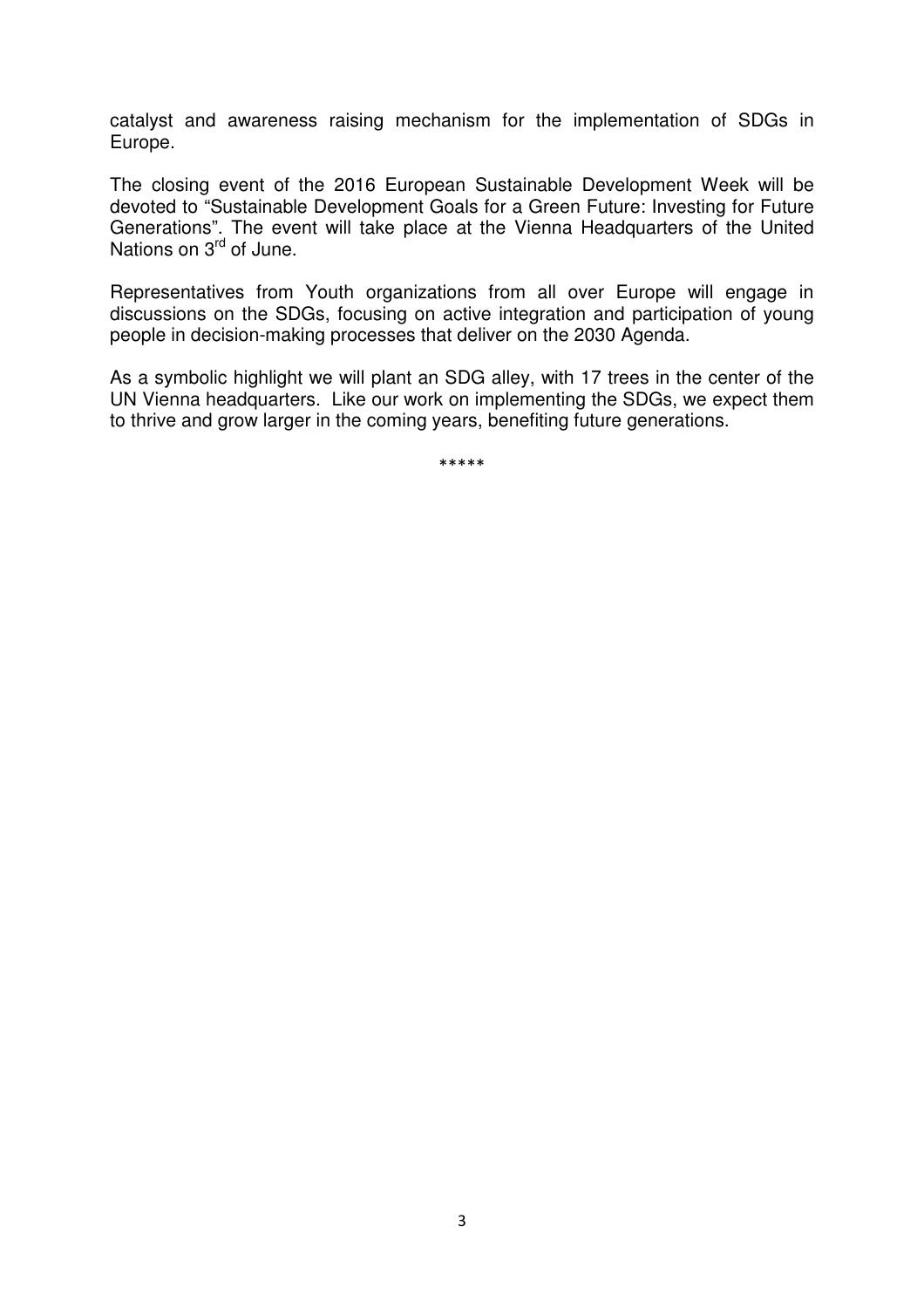catalyst and awareness raising mechanism for the implementation of SDGs in Europe.

The closing event of the 2016 European Sustainable Development Week will be devoted to “Sustainable Development Goals for a Green Future: Investing for Future Generations”. The event will take place at the Vienna Headquarters of the United Nations on 3rd of June.

Representatives from Youth organizations from all over Europe will engage in discussions on the SDGs, focusing on active integration and participation of young people in decision-making processes that deliver on the 2030 Agenda.

As a symbolic highlight we will plant an SDG alley, with 17 trees in the center of the UN Vienna headquarters. Like our work on implementing the SDGs, we expect them to thrive and grow larger in the coming years, benefiting future generations.

*****